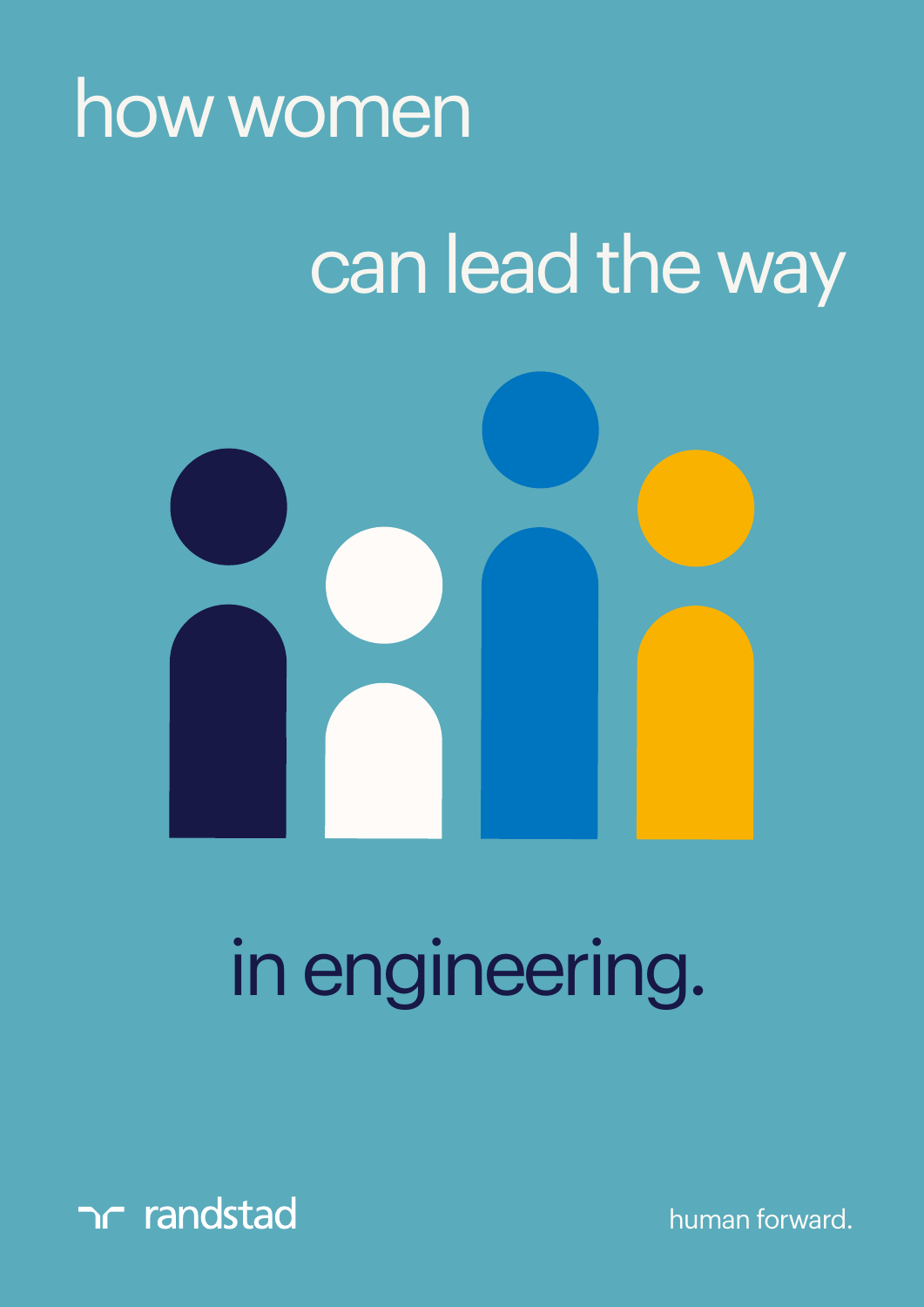# how women can lead the way in engineering.

randstad

human forward.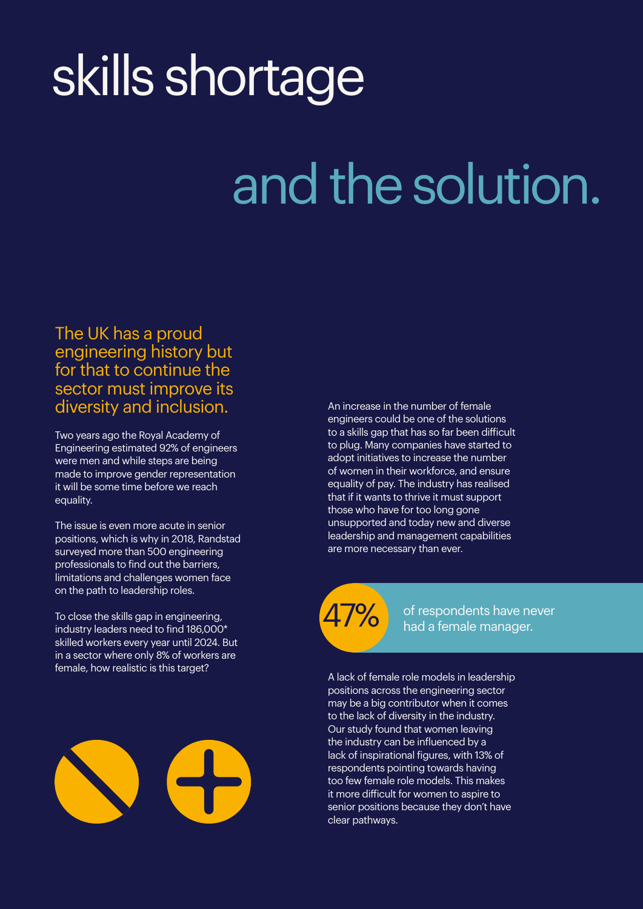# skills shortage

# and the solution.

## The UK has a proud engineering history but for that to continue the sector must improve its diversity and inclusion.

Two years ago the Royal Academy of Engineering estimated 92% of engineers were men and while steps are being made to improve gender representation it will be some time before we reach equality.

The issue is even more acute in senior positions, which is why in 2018, Randstad surveyed more than 500 engineering professionals to find out the barriers, limitations and challenges women face on the path to leadership roles.

To close the skills gap in engineering, industry leaders need to find 186,000* skilled workers every year until 2024. But in a sector where only 8% of workers are female, how realistic is this target?

An increase in the number of female engineers could be one of the solutions to a skills gap that has so far been difficult to plug. Many companies have started to adopt initiatives to increase the number of women in their workforce, and ensure equality of pay. The industry has realised that if it wants to thrive it must support those who have for too long gone unsupported and today new and diverse leadership and management capabilities are more necessary than ever.

**47%** of respondents have never had a female manager.

A lack of female role models in leadership positions across the engineering sector may be a big contributor when it comes to the lack of diversity in the industry. Our study found that women leaving the industry can be influenced by a lack of inspirational figures, with 13% of respondents pointing towards having too few female role models. This makes it more difficult for women to aspire to senior positions because they don't have clear pathways.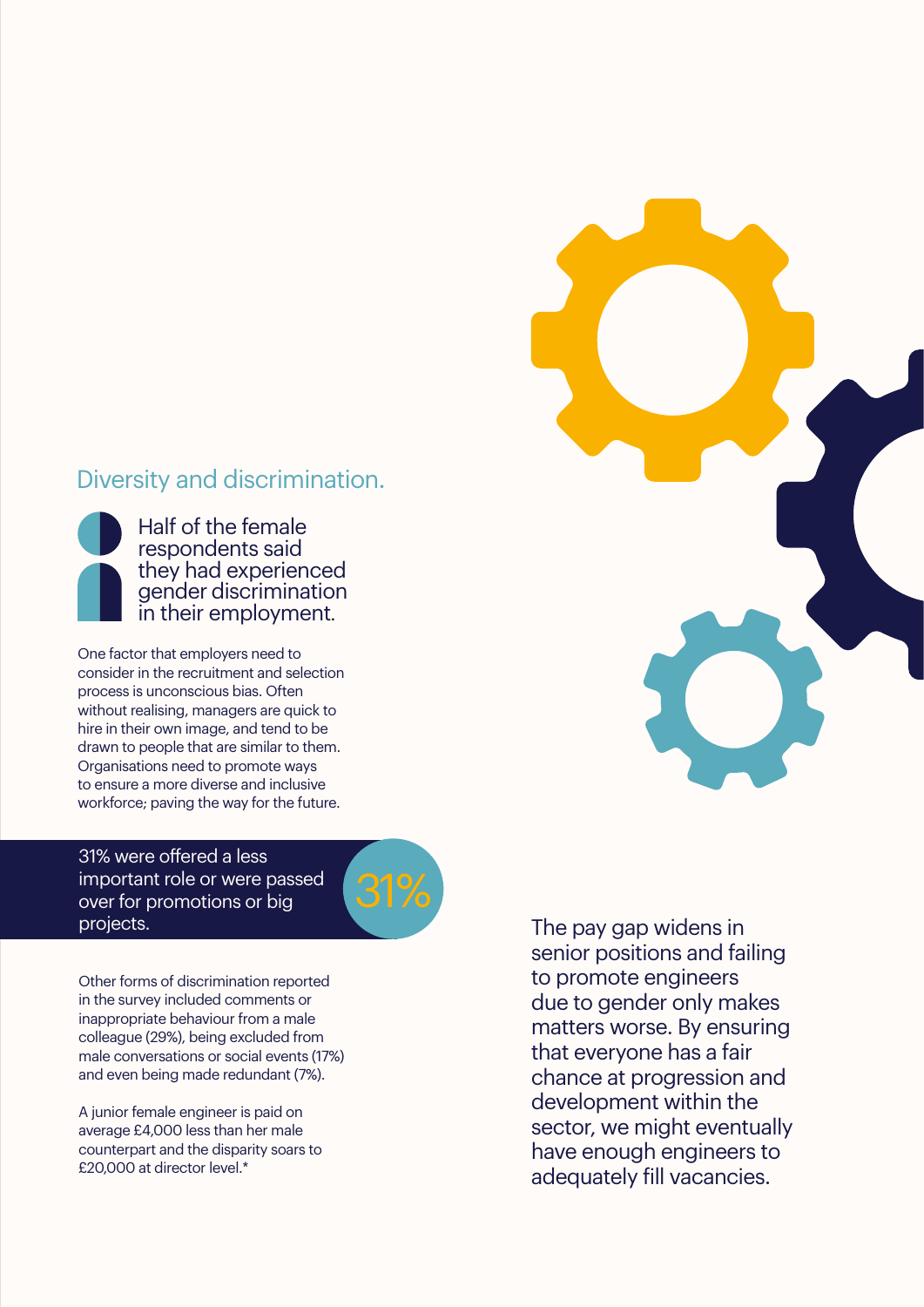## Diversity and discrimination.

Half of the female respondents said they had experienced gender discrimination in their employment.

One factor that employers need to consider in the recruitment and selection process is unconscious bias. Often without realising, managers are quick to hire in their own image, and tend to be drawn to people that are similar to them. Organisations need to promote ways to ensure a more diverse and inclusive workforce; paving the way for the future.

31% were offered a less important role or were passed over for promotions or big projects.

31%

Other forms of discrimination reported in the survey included comments or inappropriate behaviour from a male colleague (29%), being excluded from male conversations or social events (17%) and even being made redundant (7%).

A junior female engineer is paid on average £4,000 less than her male counterpart and the disparity soars to £20,000 at director level.*

The pay gap widens in senior positions and failing to promote engineers due to gender only makes matters worse. By ensuring that everyone has a fair chance at progression and development within the sector, we might eventually have enough engineers to adequately fill vacancies.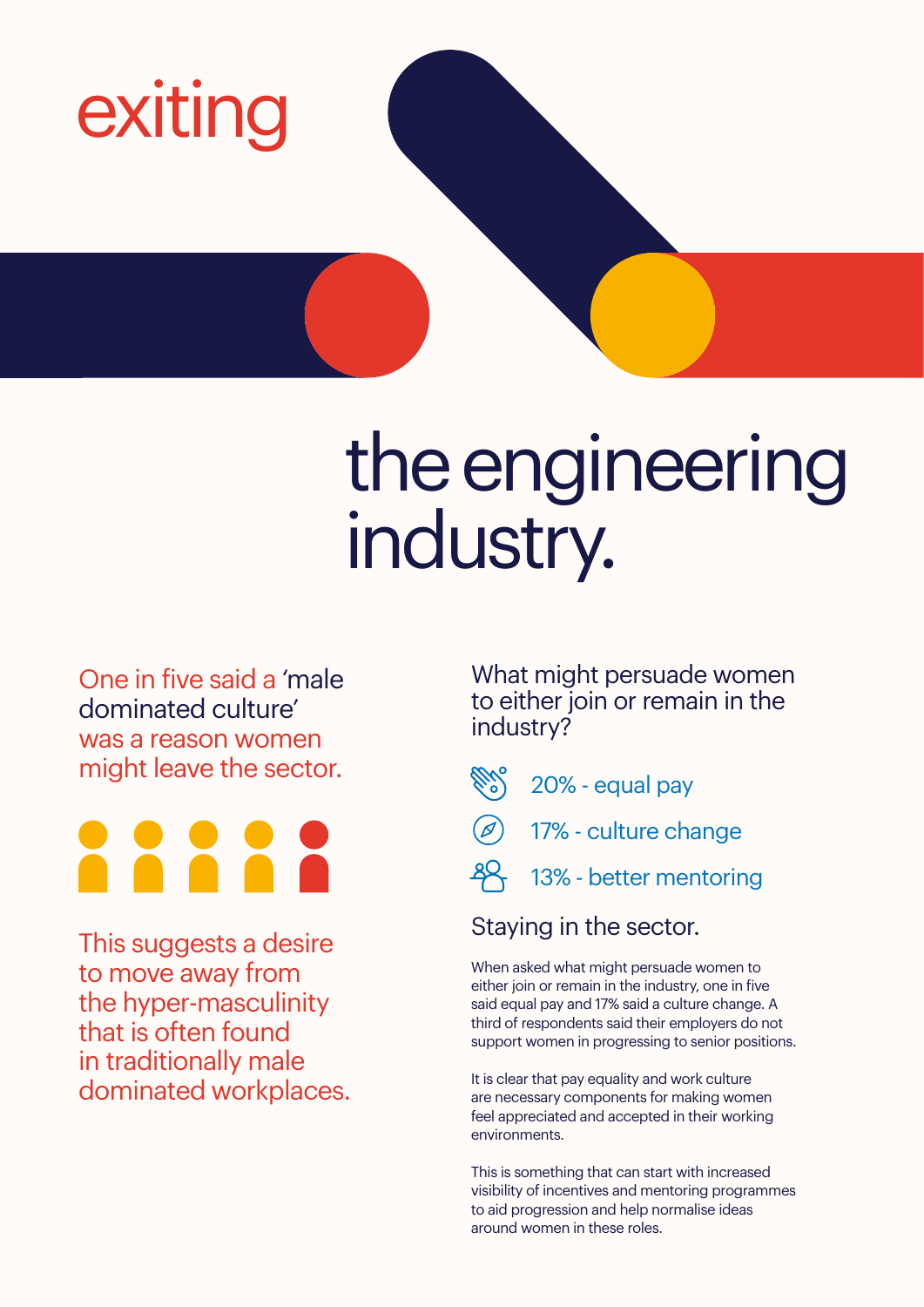# exiting the engineering industry.

One in five said a 'male dominated culture' was a reason women might leave the sector.

This suggests a desire to move away from the hyper-masculinity that is often found in traditionally male dominated workplaces.

What might persuade women to either join or remain in the industry?

- 20% - equal pay
- 17% - culture change
- 13% - better mentoring

## Staying in the sector.

When asked what might persuade women to either join or remain in the industry, one in five said equal pay and 17% said a culture change. A third of respondents said their employers do not support women in progressing to senior positions.

It is clear that pay equality and work culture are necessary components for making women feel appreciated and accepted in their working environments.

This is something that can start with increased visibility of incentives and mentoring programmes to aid progression and help normalise ideas around women in these roles.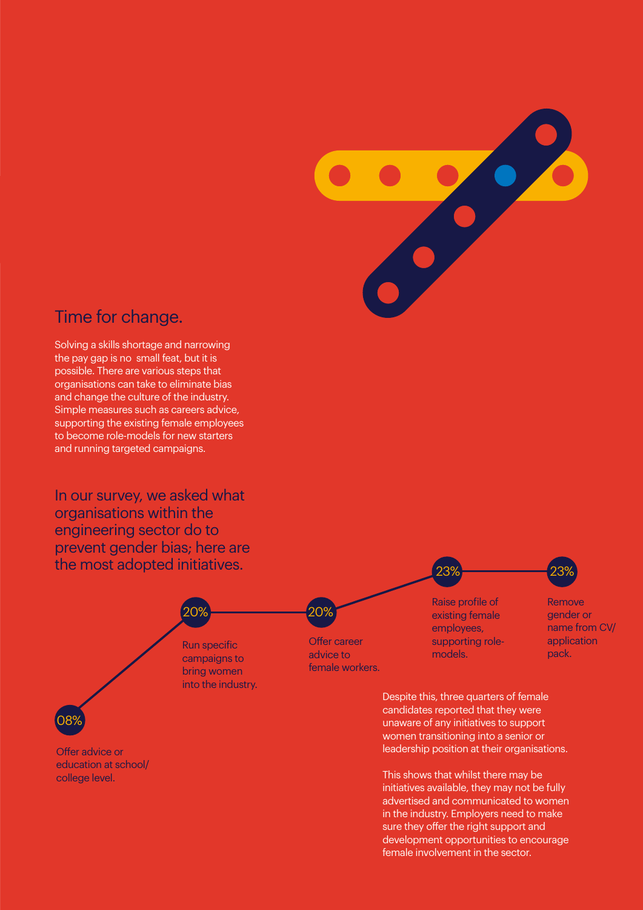## Time for change.

Solving a skills shortage and narrowing the pay gap is no small feat, but it is possible. There are various steps that organisations can take to eliminate bias and change the culture of the industry. Simple measures such as careers advice, supporting the existing female employees to become role-models for new starters and running targeted campaigns.

### In our survey, we asked what organisations within the engineering sector do to prevent gender bias; here are the most adopted initiatives.

- **08%** Offer advice or education at school/ college level.
- **20%** Run specific campaigns to bring women into the industry.
- **20%** Offer career advice to female workers.
- **23%** Raise profile of existing female employees, supporting role-models.
- **23%** Remove gender or name from CV/ application pack.

Despite this, three quarters of female candidates reported that they were unaware of any initiatives to support women transitioning into a senior or leadership position at their organisations.

This shows that whilst there may be initiatives available, they may not be fully advertised and communicated to women in the industry. Employers need to make sure they offer the right support and development opportunities to encourage female involvement in the sector.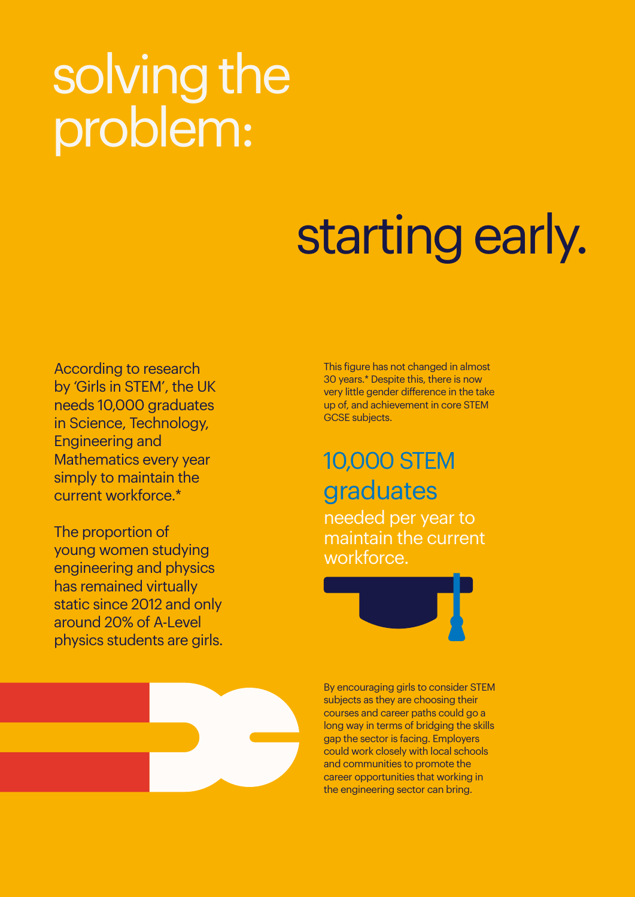# solving the problem:

## starting early.

According to research by 'Girls in STEM', the UK needs 10,000 graduates in Science, Technology, Engineering and Mathematics every year simply to maintain the current workforce.*

The proportion of young women studying engineering and physics has remained virtually static since 2012 and only around 20% of A-Level physics students are girls.

This figure has not changed in almost 30 years.* Despite this, there is now very little gender difference in the take up of, and achievement in core STEM GCSE subjects.

**10,000 STEM graduates** needed per year to maintain the current workforce.

By encouraging girls to consider STEM subjects as they are choosing their courses and career paths could go a long way in terms of bridging the skills gap the sector is facing. Employers could work closely with local schools and communities to promote the career opportunities that working in the engineering sector can bring.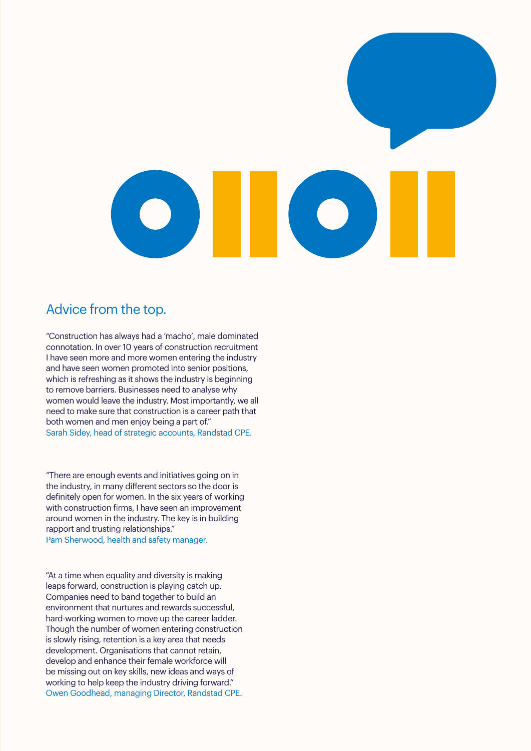## Advice from the top.

"Construction has always had a 'macho', male dominated connotation. In over 10 years of construction recruitment I have seen more and more women entering the industry and have seen women promoted into senior positions, which is refreshing as it shows the industry is beginning to remove barriers. Businesses need to analyse why women would leave the industry. Most importantly, we all need to make sure that construction is a career path that both women and men enjoy being a part of."
Sarah Sidey, head of strategic accounts, Randstad CPE.

"There are enough events and initiatives going on in the industry, in many different sectors so the door is definitely open for women. In the six years of working with construction firms, I have seen an improvement around women in the industry. The key is in building rapport and trusting relationships."
Pam Sherwood, health and safety manager.

"At a time when equality and diversity is making leaps forward, construction is playing catch up. Companies need to band together to build an environment that nurtures and rewards successful, hard-working women to move up the career ladder. Though the number of women entering construction is slowly rising, retention is a key area that needs development. Organisations that cannot retain, develop and enhance their female workforce will be missing out on key skills, new ideas and ways of working to help keep the industry driving forward."
Owen Goodhead, managing Director, Randstad CPE.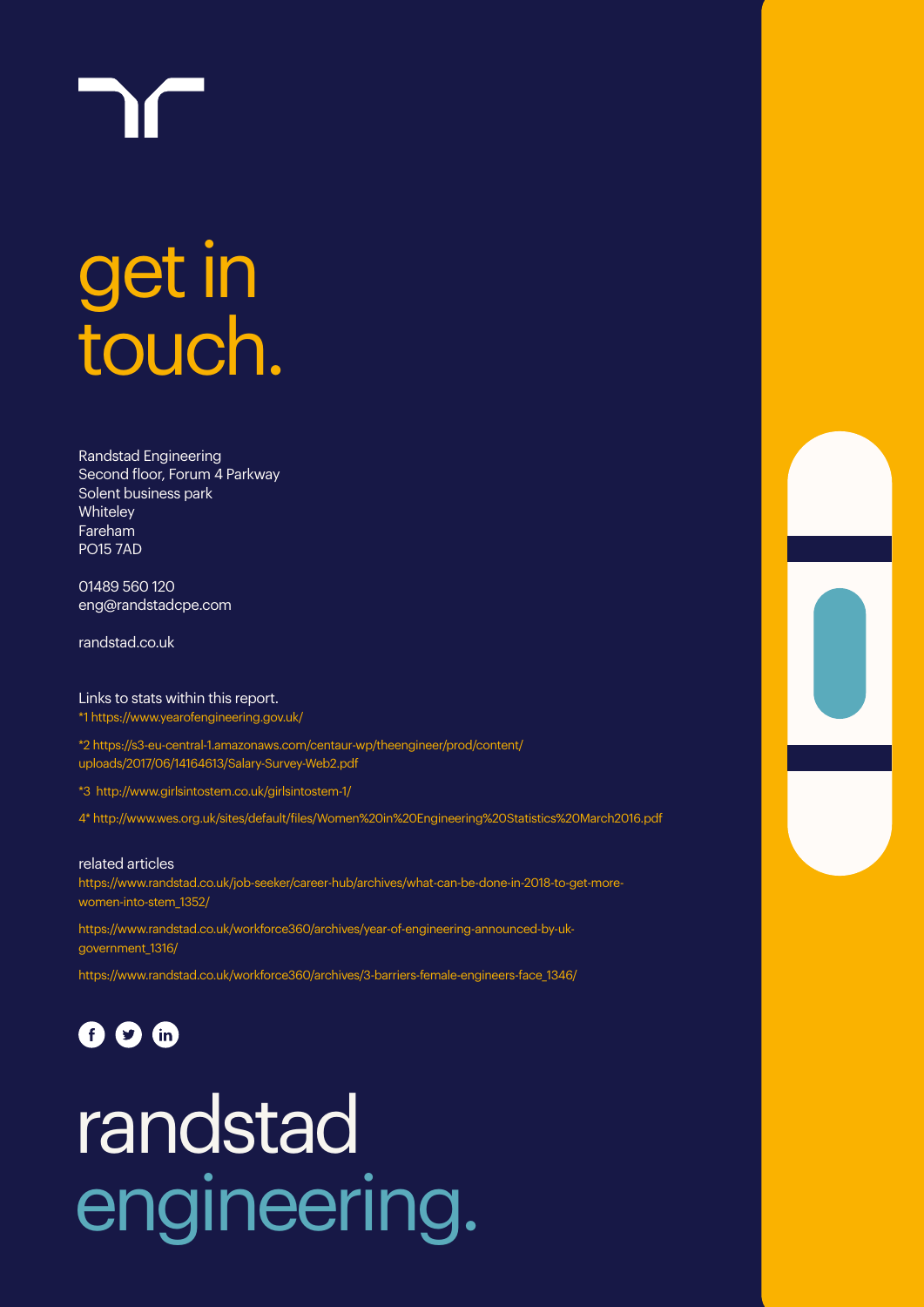# get in touch.

Randstad Engineering
Second floor, Forum 4 Parkway
Solent business park
Whiteley
Fareham
PO15 7AD

01489 560 120
eng@randstadcpe.com

randstad.co.uk

Links to stats within this report.

*1 https://www.yearofengineering.gov.uk/

*2 https://s3-eu-central-1.amazonaws.com/centaur-wp/theengineer/prod/content/uploads/2017/06/14164613/Salary-Survey-Web2.pdf

*3 http://www.girlsintostem.co.uk/girlsintostem-1/

4* http://www.wes.org.uk/sites/default/files/Women%20in%20Engineering%20Statistics%20March2016.pdf

related articles

https://www.randstad.co.uk/job-seeker/career-hub/archives/what-can-be-done-in-2018-to-get-more-women-into-stem_1352/

https://www.randstad.co.uk/workforce360/archives/year-of-engineering-announced-by-uk-government_1316/

https://www.randstad.co.uk/workforce360/archives/3-barriers-female-engineers-face_1346/

randstad engineering.